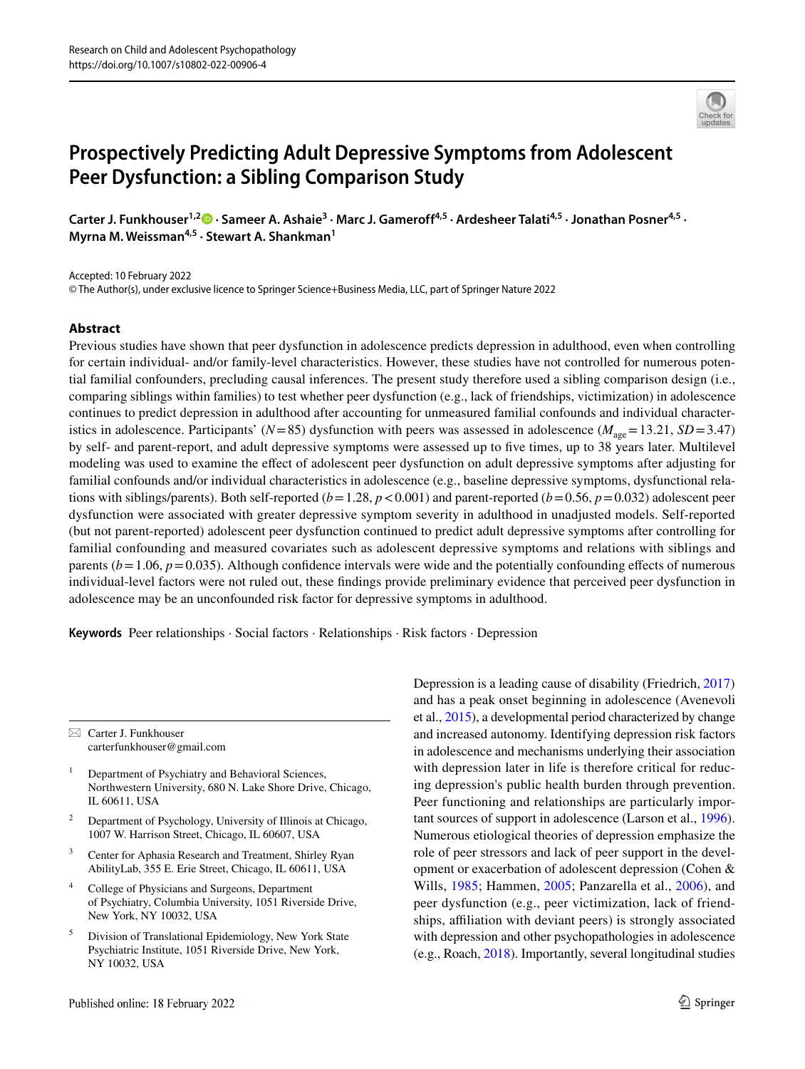# Prospectively Predicting Adult Depressive Symptoms from Adolescent Peer Dysfunction: a Sibling Comparison Study

**Carter J. Funkhouser[1,2] · Sameer A. Ashaie[3] · Marc J. Gameroff[4,5] · Ardesheer Talati[4,5] · Jonathan Posner[4,5] · Myrna M. Weissman[4,5] · Stewart A. Shankman[1]**

Accepted: 10 February 2022
© The Author(s), under exclusive licence to Springer Science+Business Media, LLC, part of Springer Nature 2022

## Abstract

Previous studies have shown that peer dysfunction in adolescence predicts depression in adulthood, even when controlling for certain individual- and/or family-level characteristics. However, these studies have not controlled for numerous potential familial confounders, precluding causal inferences. The present study therefore used a sibling comparison design (i.e., comparing siblings within families) to test whether peer dysfunction (e.g., lack of friendships, victimization) in adolescence continues to predict depression in adulthood after accounting for unmeasured familial confounds and individual characteristics in adolescence. Participants' ($N = 85$) dysfunction with peers was assessed in adolescence ($M_{age} = 13.21$, $SD = 3.47$) by self- and parent-report, and adult depressive symptoms were assessed up to five times, up to 38 years later. Multilevel modeling was used to examine the effect of adolescent peer dysfunction on adult depressive symptoms after adjusting for familial confounds and/or individual characteristics in adolescence (e.g., baseline depressive symptoms, dysfunctional relations with siblings/parents). Both self-reported ($b = 1.28$, $p < 0.001$) and parent-reported ($b = 0.56$, $p = 0.032$) adolescent peer dysfunction were associated with greater depressive symptom severity in adulthood in unadjusted models. Self-reported (but not parent-reported) adolescent peer dysfunction continued to predict adult depressive symptoms after controlling for familial confounding and measured covariates such as adolescent depressive symptoms and relations with siblings and parents ($b = 1.06$, $p = 0.035$). Although confidence intervals were wide and the potentially confounding effects of numerous individual-level factors were not ruled out, these findings provide preliminary evidence that perceived peer dysfunction in adolescence may be an unconfounded risk factor for depressive symptoms in adulthood.

**Keywords** Peer relationships · Social factors · Relationships · Risk factors · Depression

---

✉ Carter J. Funkhouser
carterfunkhouser@gmail.com

[1] Department of Psychiatry and Behavioral Sciences, Northwestern University, 680 N. Lake Shore Drive, Chicago, IL 60611, USA

[2] Department of Psychology, University of Illinois at Chicago, 1007 W. Harrison Street, Chicago, IL 60607, USA

[3] Center for Aphasia Research and Treatment, Shirley Ryan AbilityLab, 355 E. Erie Street, Chicago, IL 60611, USA

[4] College of Physicians and Surgeons, Department of Psychiatry, Columbia University, 1051 Riverside Drive, New York, NY 10032, USA

[5] Division of Translational Epidemiology, New York State Psychiatric Institute, 1051 Riverside Drive, New York, NY 10032, USA

---

Depression is a leading cause of disability (Friedrich, 2017) and has a peak onset beginning in adolescence (Avenevoli et al., 2015), a developmental period characterized by change and increased autonomy. Identifying depression risk factors in adolescence and mechanisms underlying their association with depression later in life is therefore critical for reducing depression's public health burden through prevention. Peer functioning and relationships are particularly important sources of support in adolescence (Larson et al., 1996). Numerous etiological theories of depression emphasize the role of peer stressors and lack of peer support in the development or exacerbation of adolescent depression (Cohen & Wills, 1985; Hammen, 2005; Panzarella et al., 2006), and peer dysfunction (e.g., peer victimization, lack of friendships, affiliation with deviant peers) is strongly associated with depression and other psychopathologies in adolescence (e.g., Roach, 2018). Importantly, several longitudinal studies

Published online: 18 February 2022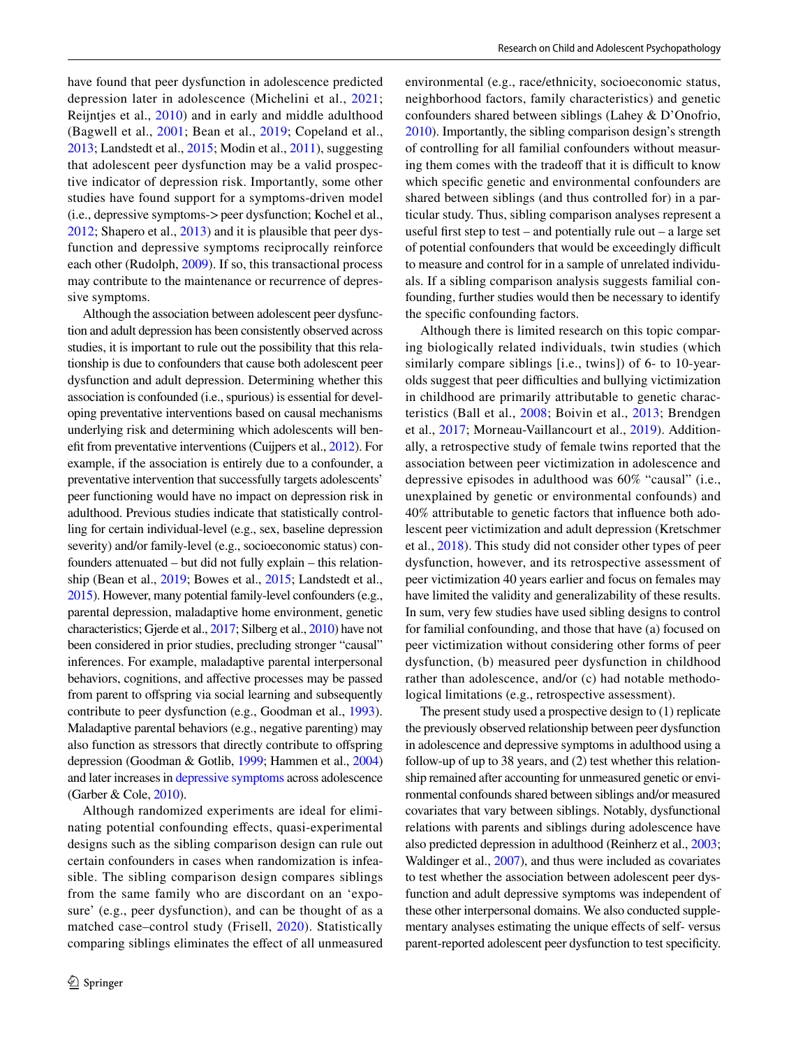have found that peer dysfunction in adolescence predicted depression later in adolescence (Michelini et al., 2021; Reijntjes et al., 2010) and in early and middle adulthood (Bagwell et al., 2001; Bean et al., 2019; Copeland et al., 2013; Landstedt et al., 2015; Modin et al., 2011), suggesting that adolescent peer dysfunction may be a valid prospective indicator of depression risk. Importantly, some other studies have found support for a symptoms-driven model (i.e., depressive symptoms-> peer dysfunction; Kochel et al., 2012; Shapero et al., 2013) and it is plausible that peer dysfunction and depressive symptoms reciprocally reinforce each other (Rudolph, 2009). If so, this transactional process may contribute to the maintenance or recurrence of depressive symptoms.

Although the association between adolescent peer dysfunction and adult depression has been consistently observed across studies, it is important to rule out the possibility that this relationship is due to confounders that cause both adolescent peer dysfunction and adult depression. Determining whether this association is confounded (i.e., spurious) is essential for developing preventative interventions based on causal mechanisms underlying risk and determining which adolescents will benefit from preventative interventions (Cuijpers et al., 2012). For example, if the association is entirely due to a confounder, a preventative intervention that successfully targets adolescents' peer functioning would have no impact on depression risk in adulthood. Previous studies indicate that statistically controlling for certain individual-level (e.g., sex, baseline depression severity) and/or family-level (e.g., socioeconomic status) confounders attenuated – but did not fully explain – this relationship (Bean et al., 2019; Bowes et al., 2015; Landstedt et al., 2015). However, many potential family-level confounders (e.g., parental depression, maladaptive home environment, genetic characteristics; Gjerde et al., 2017; Silberg et al., 2010) have not been considered in prior studies, precluding stronger "causal" inferences. For example, maladaptive parental interpersonal behaviors, cognitions, and affective processes may be passed from parent to offspring via social learning and subsequently contribute to peer dysfunction (e.g., Goodman et al., 1993). Maladaptive parental behaviors (e.g., negative parenting) may also function as stressors that directly contribute to offspring depression (Goodman & Gotlib, 1999; Hammen et al., 2004) and later increases in depressive symptoms across adolescence (Garber & Cole, 2010).

Although randomized experiments are ideal for eliminating potential confounding effects, quasi-experimental designs such as the sibling comparison design can rule out certain confounders in cases when randomization is infeasible. The sibling comparison design compares siblings from the same family who are discordant on an 'exposure' (e.g., peer dysfunction), and can be thought of as a matched case–control study (Frisell, 2020). Statistically comparing siblings eliminates the effect of all unmeasured environmental (e.g., race/ethnicity, socioeconomic status, neighborhood factors, family characteristics) and genetic confounders shared between siblings (Lahey & D'Onofrio, 2010). Importantly, the sibling comparison design's strength of controlling for all familial confounders without measuring them comes with the tradeoff that it is difficult to know which specific genetic and environmental confounders are shared between siblings (and thus controlled for) in a particular study. Thus, sibling comparison analyses represent a useful first step to test – and potentially rule out – a large set of potential confounders that would be exceedingly difficult to measure and control for in a sample of unrelated individuals. If a sibling comparison analysis suggests familial confounding, further studies would then be necessary to identify the specific confounding factors.

Although there is limited research on this topic comparing biologically related individuals, twin studies (which similarly compare siblings [i.e., twins]) of 6- to 10-year-olds suggest that peer difficulties and bullying victimization in childhood are primarily attributable to genetic characteristics (Ball et al., 2008; Boivin et al., 2013; Brendgen et al., 2017; Morneau-Vaillancourt et al., 2019). Additionally, a retrospective study of female twins reported that the association between peer victimization in adolescence and depressive episodes in adulthood was 60% "causal" (i.e., unexplained by genetic or environmental confounds) and 40% attributable to genetic factors that influence both adolescent peer victimization and adult depression (Kretschmer et al., 2018). This study did not consider other types of peer dysfunction, however, and its retrospective assessment of peer victimization 40 years earlier and focus on females may have limited the validity and generalizability of these results. In sum, very few studies have used sibling designs to control for familial confounding, and those that have (a) focused on peer victimization without considering other forms of peer dysfunction, (b) measured peer dysfunction in childhood rather than adolescence, and/or (c) had notable methodological limitations (e.g., retrospective assessment).

The present study used a prospective design to (1) replicate the previously observed relationship between peer dysfunction in adolescence and depressive symptoms in adulthood using a follow-up of up to 38 years, and (2) test whether this relationship remained after accounting for unmeasured genetic or environmental confounds shared between siblings and/or measured covariates that vary between siblings. Notably, dysfunctional relations with parents and siblings during adolescence have also predicted depression in adulthood (Reinherz et al., 2003; Waldinger et al., 2007), and thus were included as covariates to test whether the association between adolescent peer dysfunction and adult depressive symptoms was independent of these other interpersonal domains. We also conducted supplementary analyses estimating the unique effects of self- versus parent-reported adolescent peer dysfunction to test specificity.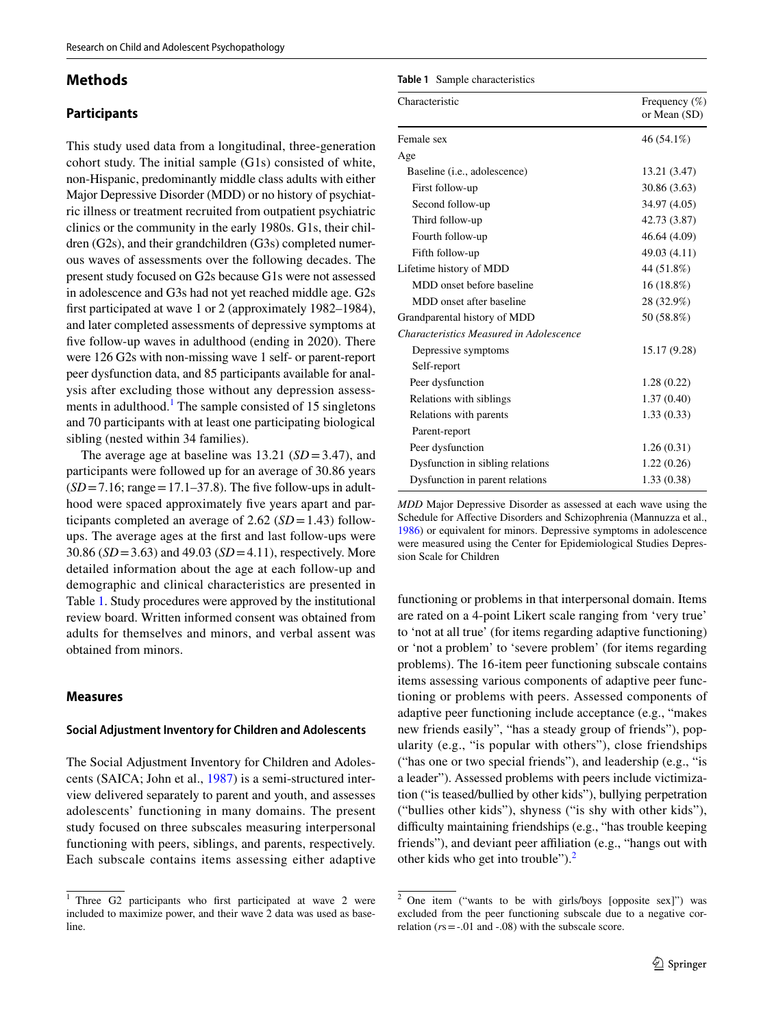## Methods

### Participants

This study used data from a longitudinal, three-generation cohort study. The initial sample (G1s) consisted of white, non-Hispanic, predominantly middle class adults with either Major Depressive Disorder (MDD) or no history of psychiatric illness or treatment recruited from outpatient psychiatric clinics or the community in the early 1980s. G1s, their children (G2s), and their grandchildren (G3s) completed numerous waves of assessments over the following decades. The present study focused on G2s because G1s were not assessed in adolescence and G3s had not yet reached middle age. G2s first participated at wave 1 or 2 (approximately 1982–1984), and later completed assessments of depressive symptoms at five follow-up waves in adulthood (ending in 2020). There were 126 G2s with non-missing wave 1 self- or parent-report peer dysfunction data, and 85 participants available for analysis after excluding those without any depression assessments in adulthood.[1] The sample consisted of 15 singletons and 70 participants with at least one participating biological sibling (nested within 34 families).

The average age at baseline was 13.21 ($SD = 3.47$), and participants were followed up for an average of 30.86 years ($SD = 7.16$; range = 17.1–37.8). The five follow-ups in adulthood were spaced approximately five years apart and participants completed an average of 2.62 ($SD = 1.43$) follow-ups. The average ages at the first and last follow-ups were 30.86 ($SD = 3.63$) and 49.03 ($SD = 4.11$), respectively. More detailed information about the age at each follow-up and demographic and clinical characteristics are presented in Table 1. Study procedures were approved by the institutional review board. Written informed consent was obtained from adults for themselves and minors, and verbal assent was obtained from minors.

**Table 1** Sample characteristics

| Characteristic | Frequency (%) or Mean (SD) |
|---|---|
| Female sex | 46 (54.1%) |
| Age | |
| Baseline (i.e., adolescence) | 13.21 (3.47) |
| First follow-up | 30.86 (3.63) |
| Second follow-up | 34.97 (4.05) |
| Third follow-up | 42.73 (3.87) |
| Fourth follow-up | 46.64 (4.09) |
| Fifth follow-up | 49.03 (4.11) |
| Lifetime history of MDD | 44 (51.8%) |
| MDD onset before baseline | 16 (18.8%) |
| MDD onset after baseline | 28 (32.9%) |
| Grandparental history of MDD | 50 (58.8%) |
| *Characteristics Measured in Adolescence* | |
| Depressive symptoms | 15.17 (9.28) |
| Self-report | |
| Peer dysfunction | 1.28 (0.22) |
| Relations with siblings | 1.37 (0.40) |
| Relations with parents | 1.33 (0.33) |
| Parent-report | |
| Peer dysfunction | 1.26 (0.31) |
| Dysfunction in sibling relations | 1.22 (0.26) |
| Dysfunction in parent relations | 1.33 (0.38) |

*MDD* Major Depressive Disorder as assessed at each wave using the Schedule for Affective Disorders and Schizophrenia (Mannuzza et al., 1986) or equivalent for minors. Depressive symptoms in adolescence were measured using the Center for Epidemiological Studies Depression Scale for Children

### Measures

#### Social Adjustment Inventory for Children and Adolescents

The Social Adjustment Inventory for Children and Adolescents (SAICA; John et al., 1987) is a semi-structured interview delivered separately to parent and youth, and assesses adolescents' functioning in many domains. The present study focused on three subscales measuring interpersonal functioning with peers, siblings, and parents, respectively. Each subscale contains items assessing either adaptive functioning or problems in that interpersonal domain. Items are rated on a 4-point Likert scale ranging from 'very true' to 'not at all true' (for items regarding adaptive functioning) or 'not a problem' to 'severe problem' (for items regarding problems). The 16-item peer functioning subscale contains items assessing various components of adaptive peer functioning or problems with peers. Assessed components of adaptive peer functioning include acceptance (e.g., "makes new friends easily", "has a steady group of friends"), popularity (e.g., "is popular with others"), close friendships ("has one or two special friends"), and leadership (e.g., "is a leader"). Assessed problems with peers include victimization ("is teased/bullied by other kids"), bullying perpetration ("bullies other kids"), shyness ("is shy with other kids"), difficulty maintaining friendships (e.g., "has trouble keeping friends"), and deviant peer affiliation (e.g., "hangs out with other kids who get into trouble").[2]

[1] Three G2 participants who first participated at wave 2 were included to maximize power, and their wave 2 data was used as baseline.

[2] One item ("wants to be with girls/boys [opposite sex]") was excluded from the peer functioning subscale due to a negative correlation ($rs = -.01$ and $-.08$) with the subscale score.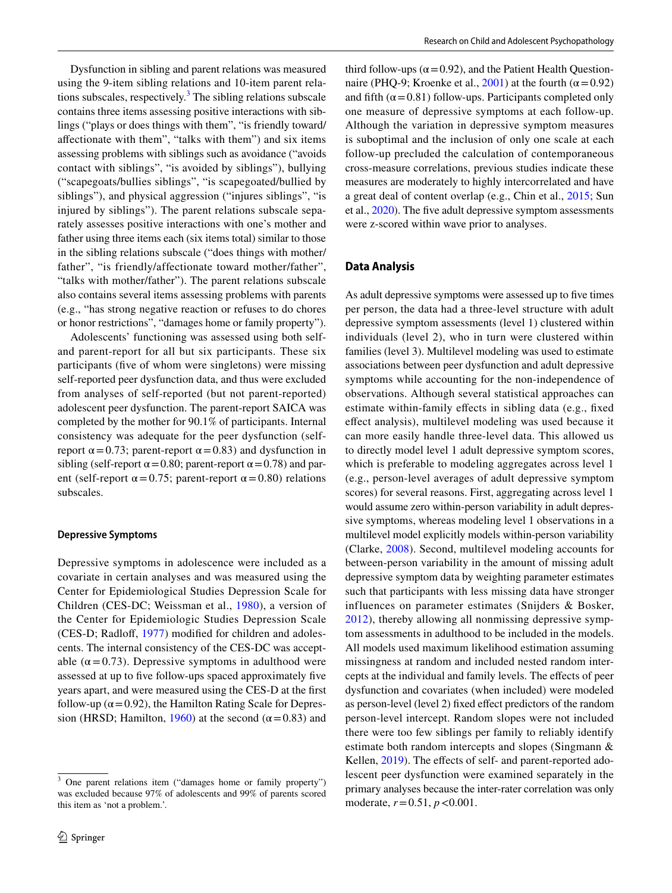Dysfunction in sibling and parent relations was measured using the 9-item sibling relations and 10-item parent relations subscales, respectively.[3] The sibling relations subscale contains three items assessing positive interactions with siblings ("plays or does things with them", "is friendly toward/affectionate with them", "talks with them") and six items assessing problems with siblings such as avoidance ("avoids contact with siblings", "is avoided by siblings"), bullying ("scapegoats/bullies siblings", "is scapegoated/bullied by siblings"), and physical aggression ("injures siblings", "is injured by siblings"). The parent relations subscale separately assesses positive interactions with one's mother and father using three items each (six items total) similar to those in the sibling relations subscale ("does things with mother/father", "is friendly/affectionate toward mother/father", "talks with mother/father"). The parent relations subscale also contains several items assessing problems with parents (e.g., "has strong negative reaction or refuses to do chores or honor restrictions", "damages home or family property").

Adolescents' functioning was assessed using both self- and parent-report for all but six participants. These six participants (five of whom were singletons) were missing self-reported peer dysfunction data, and thus were excluded from analyses of self-reported (but not parent-reported) adolescent peer dysfunction. The parent-report SAICA was completed by the mother for 90.1% of participants. Internal consistency was adequate for the peer dysfunction (self-report $\alpha = 0.73$; parent-report $\alpha = 0.83$) and dysfunction in sibling (self-report $\alpha = 0.80$; parent-report $\alpha = 0.78$) and parent (self-report $\alpha = 0.75$; parent-report $\alpha = 0.80$) relations subscales.

#### Depressive Symptoms

Depressive symptoms in adolescence were included as a covariate in certain analyses and was measured using the Center for Epidemiological Studies Depression Scale for Children (CES-DC; Weissman et al., 1980), a version of the Center for Epidemiologic Studies Depression Scale (CES-D; Radloff, 1977) modified for children and adolescents. The internal consistency of the CES-DC was acceptable ($\alpha = 0.73$). Depressive symptoms in adulthood were assessed at up to five follow-ups spaced approximately five years apart, and were measured using the CES-D at the first follow-up ($\alpha = 0.92$), the Hamilton Rating Scale for Depression (HRSD; Hamilton, 1960) at the second ($\alpha = 0.83$) and third follow-ups ($\alpha = 0.92$), and the Patient Health Questionnaire (PHQ-9; Kroenke et al., 2001) at the fourth ($\alpha = 0.92$) and fifth ($\alpha = 0.81$) follow-ups. Participants completed only one measure of depressive symptoms at each follow-up. Although the variation in depressive symptom measures is suboptimal and the inclusion of only one scale at each follow-up precluded the calculation of contemporaneous cross-measure correlations, previous studies indicate these measures are moderately to highly intercorrelated and have a great deal of content overlap (e.g., Chin et al., 2015; Sun et al., 2020). The five adult depressive symptom assessments were z-scored within wave prior to analyses.

### Data Analysis

As adult depressive symptoms were assessed up to five times per person, the data had a three-level structure with adult depressive symptom assessments (level 1) clustered within individuals (level 2), who in turn were clustered within families (level 3). Multilevel modeling was used to estimate associations between peer dysfunction and adult depressive symptoms while accounting for the non-independence of observations. Although several statistical approaches can estimate within-family effects in sibling data (e.g., fixed effect analysis), multilevel modeling was used because it can more easily handle three-level data. This allowed us to directly model level 1 adult depressive symptom scores, which is preferable to modeling aggregates across level 1 (e.g., person-level averages of adult depressive symptom scores) for several reasons. First, aggregating across level 1 would assume zero within-person variability in adult depressive symptoms, whereas modeling level 1 observations in a multilevel model explicitly models within-person variability (Clarke, 2008). Second, multilevel modeling accounts for between-person variability in the amount of missing adult depressive symptom data by weighting parameter estimates such that participants with less missing data have stronger influences on parameter estimates (Snijders & Bosker, 2012), thereby allowing all nonmissing depressive symptom assessments in adulthood to be included in the models. All models used maximum likelihood estimation assuming missingness at random and included nested random intercepts at the individual and family levels. The effects of peer dysfunction and covariates (when included) were modeled as person-level (level 2) fixed effect predictors of the random person-level intercept. Random slopes were not included there were too few siblings per family to reliably identify estimate both random intercepts and slopes (Singmann & Kellen, 2019). The effects of self- and parent-reported adolescent peer dysfunction were examined separately in the primary analyses because the inter-rater correlation was only moderate, $r = 0.51$, $p < 0.001$.

[3] One parent relations item ("damages home or family property") was excluded because 97% of adolescents and 99% of parents scored this item as 'not a problem.'.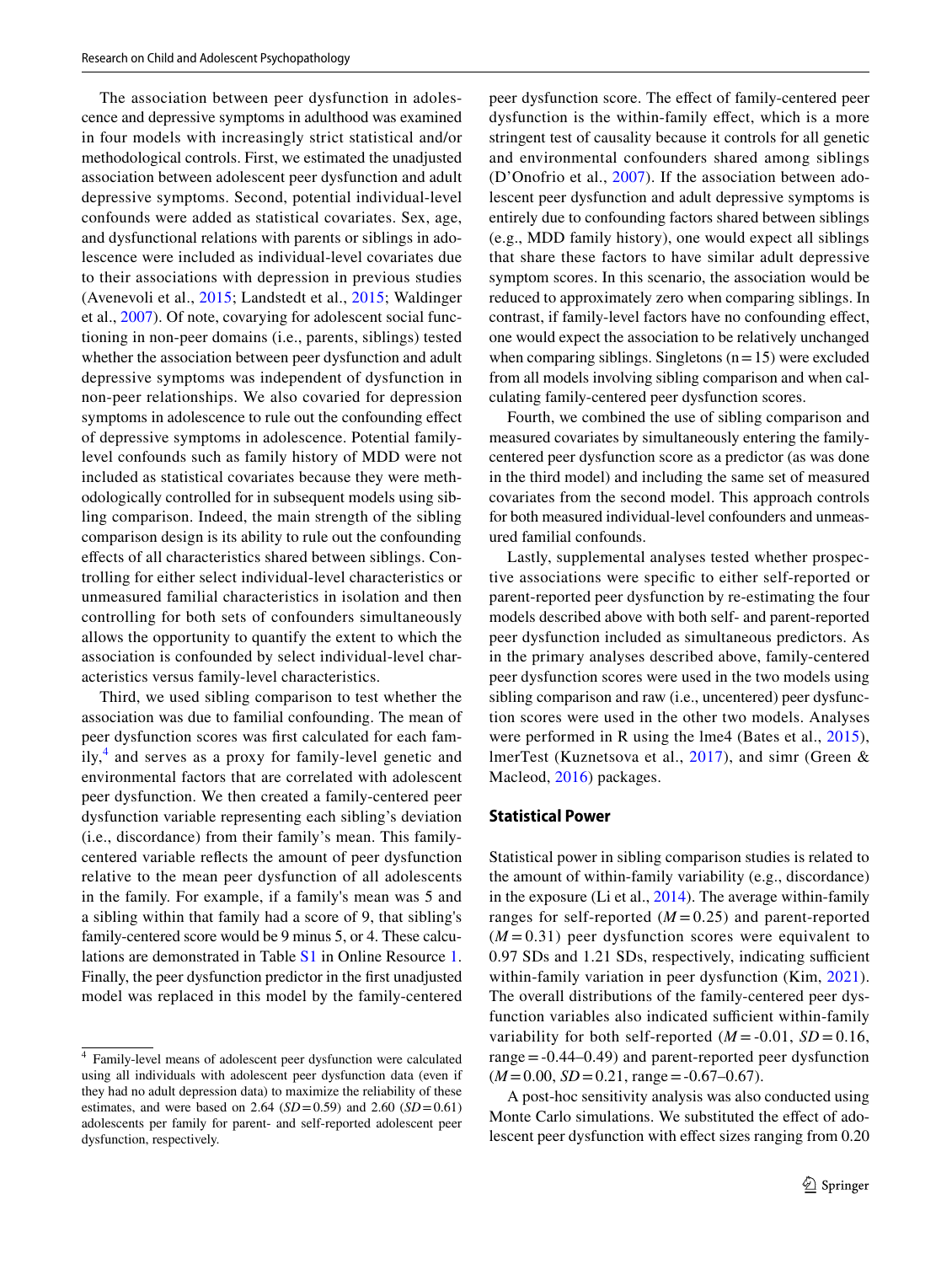The association between peer dysfunction in adolescence and depressive symptoms in adulthood was examined in four models with increasingly strict statistical and/or methodological controls. First, we estimated the unadjusted association between adolescent peer dysfunction and adult depressive symptoms. Second, potential individual-level confounds were added as statistical covariates. Sex, age, and dysfunctional relations with parents or siblings in adolescence were included as individual-level covariates due to their associations with depression in previous studies (Avenevoli et al., 2015; Landstedt et al., 2015; Waldinger et al., 2007). Of note, covarying for adolescent social functioning in non-peer domains (i.e., parents, siblings) tested whether the association between peer dysfunction and adult depressive symptoms was independent of dysfunction in non-peer relationships. We also covaried for depression symptoms in adolescence to rule out the confounding effect of depressive symptoms in adolescence. Potential family-level confounds such as family history of MDD were not included as statistical covariates because they were methodologically controlled for in subsequent models using sibling comparison. Indeed, the main strength of the sibling comparison design is its ability to rule out the confounding effects of all characteristics shared between siblings. Controlling for either select individual-level characteristics or unmeasured familial characteristics in isolation and then controlling for both sets of confounders simultaneously allows the opportunity to quantify the extent to which the association is confounded by select individual-level characteristics versus family-level characteristics.

Third, we used sibling comparison to test whether the association was due to familial confounding. The mean of peer dysfunction scores was first calculated for each family,[4] and serves as a proxy for family-level genetic and environmental factors that are correlated with adolescent peer dysfunction. We then created a family-centered peer dysfunction variable representing each sibling's deviation (i.e., discordance) from their family's mean. This family-centered variable reflects the amount of peer dysfunction relative to the mean peer dysfunction of all adolescents in the family. For example, if a family's mean was 5 and a sibling within that family had a score of 9, that sibling's family-centered score would be 9 minus 5, or 4. These calculations are demonstrated in Table S1 in Online Resource 1. Finally, the peer dysfunction predictor in the first unadjusted model was replaced in this model by the family-centered peer dysfunction score. The effect of family-centered peer dysfunction is the within-family effect, which is a more stringent test of causality because it controls for all genetic and environmental confounders shared among siblings (D'Onofrio et al., 2007). If the association between adolescent peer dysfunction and adult depressive symptoms is entirely due to confounding factors shared between siblings (e.g., MDD family history), one would expect all siblings that share these factors to have similar adult depressive symptom scores. In this scenario, the association would be reduced to approximately zero when comparing siblings. In contrast, if family-level factors have no confounding effect, one would expect the association to be relatively unchanged when comparing siblings. Singletons ($n = 15$) were excluded from all models involving sibling comparison and when calculating family-centered peer dysfunction scores.

Fourth, we combined the use of sibling comparison and measured covariates by simultaneously entering the family-centered peer dysfunction score as a predictor (as was done in the third model) and including the same set of measured covariates from the second model. This approach controls for both measured individual-level confounders and unmeasured familial confounds.

Lastly, supplemental analyses tested whether prospective associations were specific to either self-reported or parent-reported peer dysfunction by re-estimating the four models described above with both self- and parent-reported peer dysfunction included as simultaneous predictors. As in the primary analyses described above, family-centered peer dysfunction scores were used in the two models using sibling comparison and raw (i.e., uncentered) peer dysfunction scores were used in the other two models. Analyses were performed in R using the lme4 (Bates et al., 2015), lmerTest (Kuznetsova et al., 2017), and simr (Green & Macleod, 2016) packages.

### Statistical Power

Statistical power in sibling comparison studies is related to the amount of within-family variability (e.g., discordance) in the exposure (Li et al., 2014). The average within-family ranges for self-reported ($M = 0.25$) and parent-reported ($M = 0.31$) peer dysfunction scores were equivalent to 0.97 SDs and 1.21 SDs, respectively, indicating sufficient within-family variation in peer dysfunction (Kim, 2021). The overall distributions of the family-centered peer dysfunction variables also indicated sufficient within-family variability for both self-reported ($M = -0.01$, $SD = 0.16$, range = -0.44–0.49) and parent-reported peer dysfunction ($M = 0.00$, $SD = 0.21$, range = -0.67–0.67).

A post-hoc sensitivity analysis was also conducted using Monte Carlo simulations. We substituted the effect of adolescent peer dysfunction with effect sizes ranging from 0.20

[4] Family-level means of adolescent peer dysfunction were calculated using all individuals with adolescent peer dysfunction data (even if they had no adult depression data) to maximize the reliability of these estimates, and were based on 2.64 ($SD = 0.59$) and 2.60 ($SD = 0.61$) adolescents per family for parent- and self-reported adolescent peer dysfunction, respectively.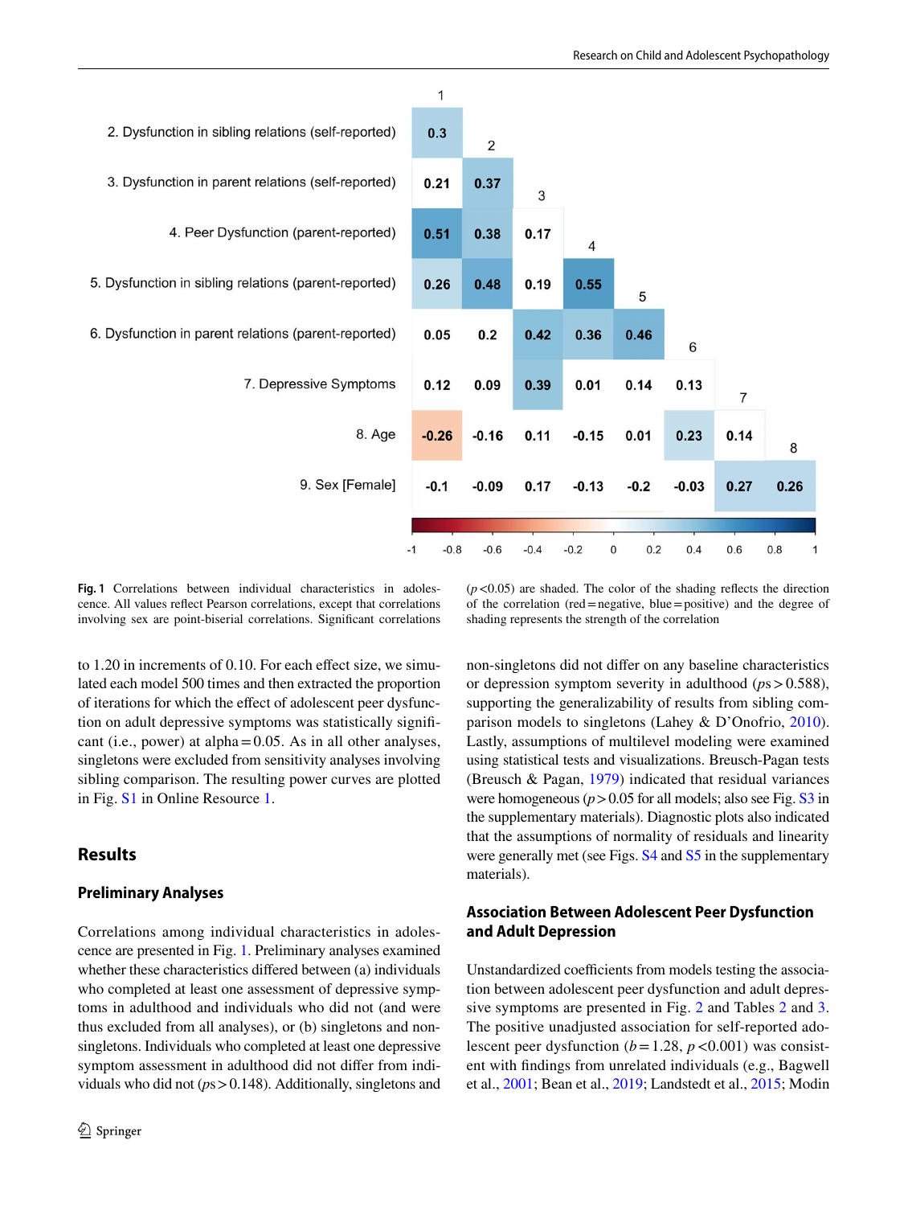| | 1 | 2 | 3 | 4 | 5 | 6 | 7 | 8 |
|---|---|---|---|---|---|---|---|---|
| 2. Dysfunction in sibling relations (self-reported) | 0.3 | | | | | | | |
| 3. Dysfunction in parent relations (self-reported) | 0.21 | 0.37 | | | | | | |
| 4. Peer Dysfunction (parent-reported) | 0.51 | 0.38 | 0.17 | | | | | |
| 5. Dysfunction in sibling relations (parent-reported) | 0.26 | 0.48 | 0.19 | 0.55 | | | | |
| 6. Dysfunction in parent relations (parent-reported) | 0.05 | 0.2 | 0.42 | 0.36 | 0.46 | | | |
| 7. Depressive Symptoms | 0.12 | 0.09 | 0.39 | 0.01 | 0.14 | 0.13 | | |
| 8. Age | -0.26 | -0.16 | 0.11 | -0.15 | 0.01 | 0.23 | 0.14 | |
| 9. Sex [Female] | -0.1 | -0.09 | 0.17 | -0.13 | -0.2 | -0.03 | 0.27 | 0.26 |

**Fig. 1** Correlations between individual characteristics in adolescence. All values reflect Pearson correlations, except that correlations involving sex are point-biserial correlations. Significant correlations ($p<0.05$) are shaded. The color of the shading reflects the direction of the correlation (red = negative, blue = positive) and the degree of shading represents the strength of the correlation

to 1.20 in increments of 0.10. For each effect size, we simulated each model 500 times and then extracted the proportion of iterations for which the effect of adolescent peer dysfunction on adult depressive symptoms was statistically significant (i.e., power) at alpha = 0.05. As in all other analyses, singletons were excluded from sensitivity analyses involving sibling comparison. The resulting power curves are plotted in Fig. S1 in Online Resource 1.

## Results

### Preliminary Analyses

Correlations among individual characteristics in adolescence are presented in Fig. 1. Preliminary analyses examined whether these characteristics differed between (a) individuals who completed at least one assessment of depressive symptoms in adulthood and individuals who did not (and were thus excluded from all analyses), or (b) singletons and non-singletons. Individuals who completed at least one depressive symptom assessment in adulthood did not differ from individuals who did not ($ps > 0.148$). Additionally, singletons and non-singletons did not differ on any baseline characteristics or depression symptom severity in adulthood ($ps > 0.588$), supporting the generalizability of results from sibling comparison models to singletons (Lahey & D'Onofrio, 2010). Lastly, assumptions of multilevel modeling were examined using statistical tests and visualizations. Breusch-Pagan tests (Breusch & Pagan, 1979) indicated that residual variances were homogeneous ($p > 0.05$ for all models; also see Fig. S3 in the supplementary materials). Diagnostic plots also indicated that the assumptions of normality of residuals and linearity were generally met (see Figs. S4 and S5 in the supplementary materials).

### Association Between Adolescent Peer Dysfunction and Adult Depression

Unstandardized coefficients from models testing the association between adolescent peer dysfunction and adult depressive symptoms are presented in Fig. 2 and Tables 2 and 3. The positive unadjusted association for self-reported adolescent peer dysfunction ($b = 1.28$, $p < 0.001$) was consistent with findings from unrelated individuals (e.g., Bagwell et al., 2001; Bean et al., 2019; Landstedt et al., 2015; Modin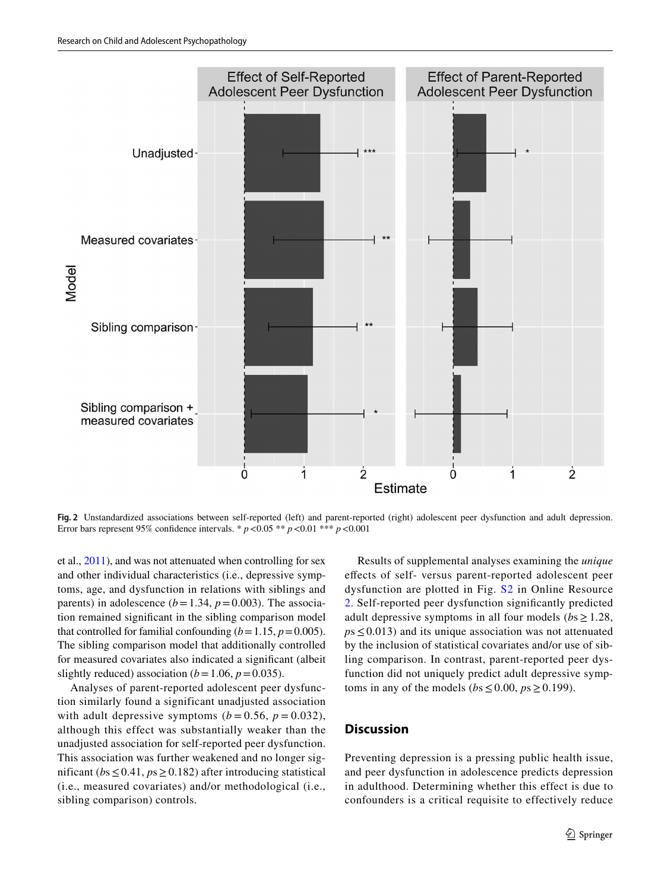Fig. 2 Unstandardized associations between self-reported (left) and parent-reported (right) adolescent peer dysfunction and adult depression. Error bars represent 95% confidence intervals. * $p<0.05$ ** $p<0.01$ *** $p<0.001$

et al., 2011), and was not attenuated when controlling for sex and other individual characteristics (i.e., depressive symptoms, age, and dysfunction in relations with siblings and parents) in adolescence ($b=1.34$, $p=0.003$). The association remained significant in the sibling comparison model that controlled for familial confounding ($b=1.15$, $p=0.005$). The sibling comparison model that additionally controlled for measured covariates also indicated a significant (albeit slightly reduced) association ($b=1.06$, $p=0.035$).

Analyses of parent-reported adolescent peer dysfunction similarly found a significant unadjusted association with adult depressive symptoms ($b=0.56$, $p=0.032$), although this effect was substantially weaker than the unadjusted association for self-reported peer dysfunction. This association was further weakened and no longer significant ($bs \leq 0.41$, $ps \geq 0.182$) after introducing statistical (i.e., measured covariates) and/or methodological (i.e., sibling comparison) controls.

Results of supplemental analyses examining the *unique* effects of self- versus parent-reported adolescent peer dysfunction are plotted in Fig. S2 in Online Resource 2. Self-reported peer dysfunction significantly predicted adult depressive symptoms in all four models ($bs \geq 1.28$, $ps \leq 0.013$) and its unique association was not attenuated by the inclusion of statistical covariates and/or use of sibling comparison. In contrast, parent-reported peer dysfunction did not uniquely predict adult depressive symptoms in any of the models ($bs \leq 0.00$, $ps \geq 0.199$).

## Discussion

Preventing depression is a pressing public health issue, and peer dysfunction in adolescence predicts depression in adulthood. Determining whether this effect is due to confounders is a critical requisite to effectively reduce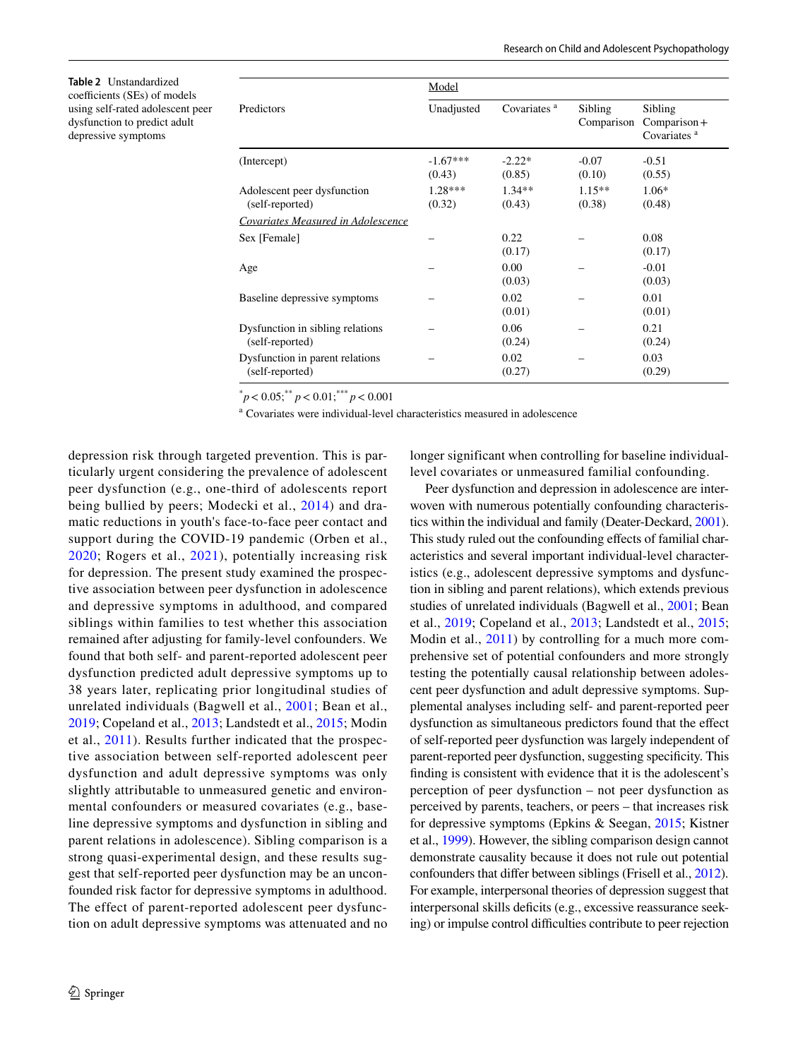**Table 2** Unstandardized coefficients (SEs) of models using self-rated adolescent peer dysfunction to predict adult depressive symptoms

| Predictors | Model | | | |
|---|---|---|---|---|
| | Unadjusted | Covariates [a] | Sibling Comparison | Sibling Comparison + Covariates [a] |
| (Intercept) | -1.67*** (0.43) | -2.22* (0.85) | -0.07 (0.10) | -0.51 (0.55) |
| Adolescent peer dysfunction (self-reported) | 1.28*** (0.32) | 1.34** (0.43) | 1.15** (0.38) | 1.06* (0.48) |
| *Covariates Measured in Adolescence* | | | | |
| Sex [Female] | – | 0.22 (0.17) | – | 0.08 (0.17) |
| Age | – | 0.00 (0.03) | – | -0.01 (0.03) |
| Baseline depressive symptoms | – | 0.02 (0.01) | – | 0.01 (0.01) |
| Dysfunction in sibling relations (self-reported) | – | 0.06 (0.24) | – | 0.21 (0.24) |
| Dysfunction in parent relations (self-reported) | – | 0.02 (0.27) | – | 0.03 (0.29) |

$^{*}p < 0.05$; $^{**}p < 0.01$; $^{***}p < 0.001$

[a] Covariates were individual-level characteristics measured in adolescence

depression risk through targeted prevention. This is particularly urgent considering the prevalence of adolescent peer dysfunction (e.g., one-third of adolescents report being bullied by peers; Modecki et al., 2014) and dramatic reductions in youth's face-to-face peer contact and support during the COVID-19 pandemic (Orben et al., 2020; Rogers et al., 2021), potentially increasing risk for depression. The present study examined the prospective association between peer dysfunction in adolescence and depressive symptoms in adulthood, and compared siblings within families to test whether this association remained after adjusting for family-level confounders. We found that both self- and parent-reported adolescent peer dysfunction predicted adult depressive symptoms up to 38 years later, replicating prior longitudinal studies of unrelated individuals (Bagwell et al., 2001; Bean et al., 2019; Copeland et al., 2013; Landstedt et al., 2015; Modin et al., 2011). Results further indicated that the prospective association between self-reported adolescent peer dysfunction and adult depressive symptoms was only slightly attributable to unmeasured genetic and environmental confounders or measured covariates (e.g., baseline depressive symptoms and dysfunction in sibling and parent relations in adolescence). Sibling comparison is a strong quasi-experimental design, and these results suggest that self-reported peer dysfunction may be an unconfounded risk factor for depressive symptoms in adulthood. The effect of parent-reported adolescent peer dysfunction on adult depressive symptoms was attenuated and no longer significant when controlling for baseline individual-level covariates or unmeasured familial confounding.

Peer dysfunction and depression in adolescence are interwoven with numerous potentially confounding characteristics within the individual and family (Deater-Deckard, 2001). This study ruled out the confounding effects of familial characteristics and several important individual-level characteristics (e.g., adolescent depressive symptoms and dysfunction in sibling and parent relations), which extends previous studies of unrelated individuals (Bagwell et al., 2001; Bean et al., 2019; Copeland et al., 2013; Landstedt et al., 2015; Modin et al., 2011) by controlling for a much more comprehensive set of potential confounders and more strongly testing the potentially causal relationship between adolescent peer dysfunction and adult depressive symptoms. Supplemental analyses including self- and parent-reported peer dysfunction as simultaneous predictors found that the effect of self-reported peer dysfunction was largely independent of parent-reported peer dysfunction, suggesting specificity. This finding is consistent with evidence that it is the adolescent's perception of peer dysfunction – not peer dysfunction as perceived by parents, teachers, or peers – that increases risk for depressive symptoms (Epkins & Seegan, 2015; Kistner et al., 1999). However, the sibling comparison design cannot demonstrate causality because it does not rule out potential confounders that differ between siblings (Frisell et al., 2012). For example, interpersonal theories of depression suggest that interpersonal skills deficits (e.g., excessive reassurance seeking) or impulse control difficulties contribute to peer rejection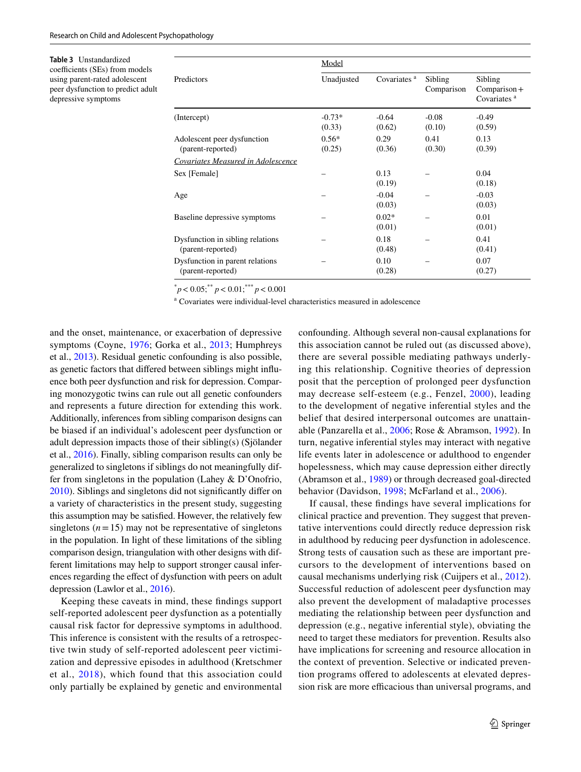**Table 3** Unstandardized coefficients (SEs) from models using parent-rated adolescent peer dysfunction to predict adult depressive symptoms

| Predictors | Model | | | |
|---|---|---|---|---|
| | Unadjusted | Covariates [a] | Sibling Comparison | Sibling Comparison + Covariates [a] |
| (Intercept) | -0.73* (0.33) | -0.64 (0.62) | -0.08 (0.10) | -0.49 (0.59) |
| Adolescent peer dysfunction (parent-reported) | 0.56* (0.25) | 0.29 (0.36) | 0.41 (0.30) | 0.13 (0.39) |
| *Covariates Measured in Adolescence* | | | | |
| Sex [Female] | – | 0.13 (0.19) | – | 0.04 (0.18) |
| Age | – | -0.04 (0.03) | – | -0.03 (0.03) |
| Baseline depressive symptoms | – | 0.02* (0.01) | – | 0.01 (0.01) |
| Dysfunction in sibling relations (parent-reported) | – | 0.18 (0.48) | – | 0.41 (0.41) |
| Dysfunction in parent relations (parent-reported) | – | 0.10 (0.28) | – | 0.07 (0.27) |

$^{*}p < 0.05$; $^{**}p < 0.01$; $^{***}p < 0.001$

[a] Covariates were individual-level characteristics measured in adolescence

and the onset, maintenance, or exacerbation of depressive symptoms (Coyne, 1976; Gorka et al., 2013; Humphreys et al., 2013). Residual genetic confounding is also possible, as genetic factors that differed between siblings might influence both peer dysfunction and risk for depression. Comparing monozygotic twins can rule out all genetic confounders and represents a future direction for extending this work. Additionally, inferences from sibling comparison designs can be biased if an individual's adolescent peer dysfunction or adult depression impacts those of their sibling(s) (Sjölander et al., 2016). Finally, sibling comparison results can only be generalized to singletons if siblings do not meaningfully differ from singletons in the population (Lahey & D'Onofrio, 2010). Siblings and singletons did not significantly differ on a variety of characteristics in the present study, suggesting this assumption may be satisfied. However, the relatively few singletons ($n = 15$) may not be representative of singletons in the population. In light of these limitations of the sibling comparison design, triangulation with other designs with different limitations may help to support stronger causal inferences regarding the effect of dysfunction with peers on adult depression (Lawlor et al., 2016).

Keeping these caveats in mind, these findings support self-reported adolescent peer dysfunction as a potentially causal risk factor for depressive symptoms in adulthood. This inference is consistent with the results of a retrospective twin study of self-reported adolescent peer victimization and depressive episodes in adulthood (Kretschmer et al., 2018), which found that this association could only partially be explained by genetic and environmental confounding. Although several non-causal explanations for this association cannot be ruled out (as discussed above), there are several possible mediating pathways underlying this relationship. Cognitive theories of depression posit that the perception of prolonged peer dysfunction may decrease self-esteem (e.g., Fenzel, 2000), leading to the development of negative inferential styles and the belief that desired interpersonal outcomes are unattainable (Panzarella et al., 2006; Rose & Abramson, 1992). In turn, negative inferential styles may interact with negative life events later in adolescence or adulthood to engender hopelessness, which may cause depression either directly (Abramson et al., 1989) or through decreased goal-directed behavior (Davidson, 1998; McFarland et al., 2006).

If causal, these findings have several implications for clinical practice and prevention. They suggest that preventative interventions could directly reduce depression risk in adulthood by reducing peer dysfunction in adolescence. Strong tests of causation such as these are important precursors to the development of interventions based on causal mechanisms underlying risk (Cuijpers et al., 2012). Successful reduction of adolescent peer dysfunction may also prevent the development of maladaptive processes mediating the relationship between peer dysfunction and depression (e.g., negative inferential style), obviating the need to target these mediators for prevention. Results also have implications for screening and resource allocation in the context of prevention. Selective or indicated prevention programs offered to adolescents at elevated depression risk are more efficacious than universal programs, and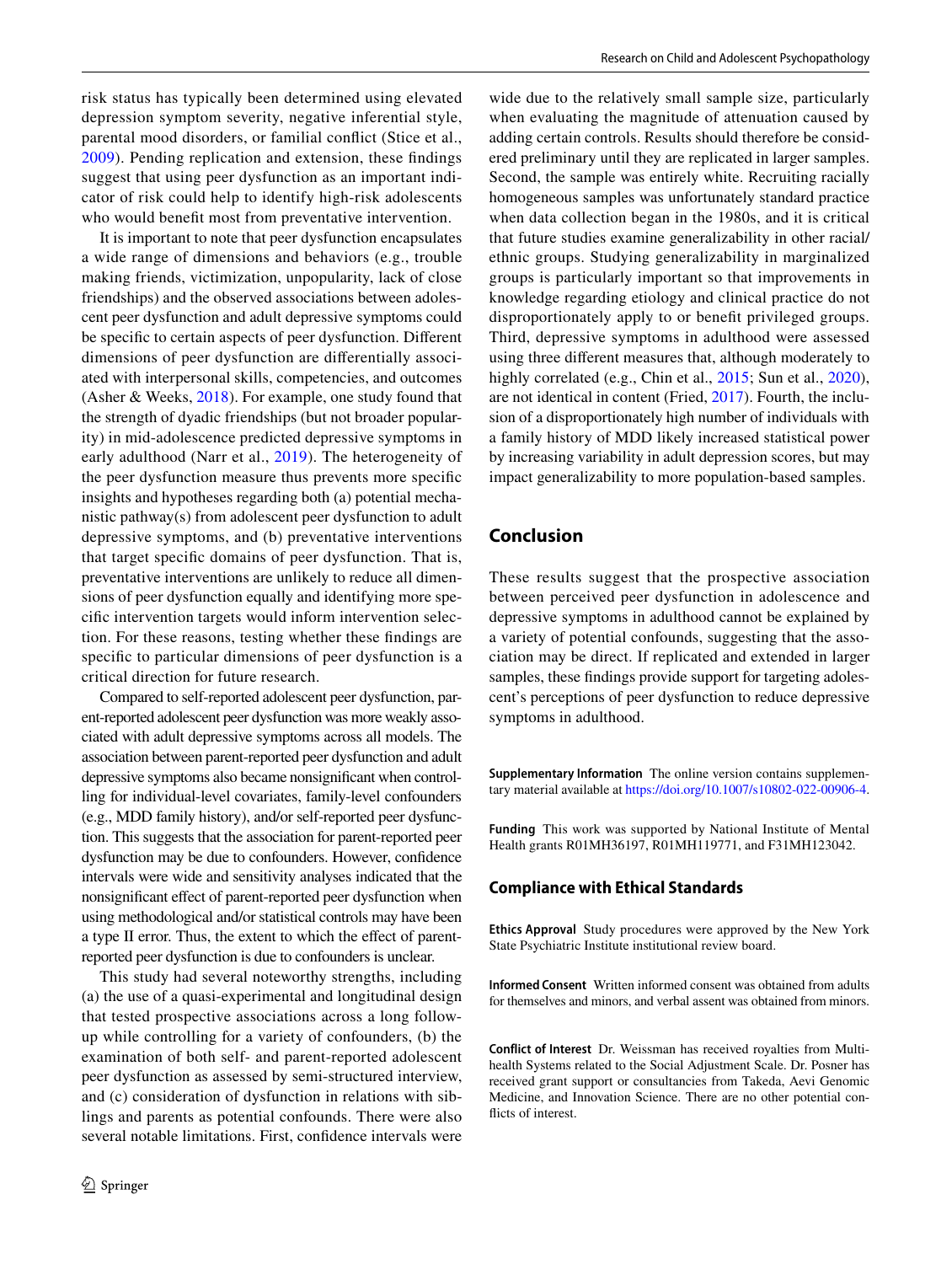risk status has typically been determined using elevated depression symptom severity, negative inferential style, parental mood disorders, or familial conflict (Stice et al., 2009). Pending replication and extension, these findings suggest that using peer dysfunction as an important indicator of risk could help to identify high-risk adolescents who would benefit most from preventative intervention.

It is important to note that peer dysfunction encapsulates a wide range of dimensions and behaviors (e.g., trouble making friends, victimization, unpopularity, lack of close friendships) and the observed associations between adolescent peer dysfunction and adult depressive symptoms could be specific to certain aspects of peer dysfunction. Different dimensions of peer dysfunction are differentially associated with interpersonal skills, competencies, and outcomes (Asher & Weeks, 2018). For example, one study found that the strength of dyadic friendships (but not broader popularity) in mid-adolescence predicted depressive symptoms in early adulthood (Narr et al., 2019). The heterogeneity of the peer dysfunction measure thus prevents more specific insights and hypotheses regarding both (a) potential mechanistic pathway(s) from adolescent peer dysfunction to adult depressive symptoms, and (b) preventative interventions that target specific domains of peer dysfunction. That is, preventative interventions are unlikely to reduce all dimensions of peer dysfunction equally and identifying more specific intervention targets would inform intervention selection. For these reasons, testing whether these findings are specific to particular dimensions of peer dysfunction is a critical direction for future research.

Compared to self-reported adolescent peer dysfunction, parent-reported adolescent peer dysfunction was more weakly associated with adult depressive symptoms across all models. The association between parent-reported peer dysfunction and adult depressive symptoms also became nonsignificant when controlling for individual-level covariates, family-level confounders (e.g., MDD family history), and/or self-reported peer dysfunction. This suggests that the association for parent-reported peer dysfunction may be due to confounders. However, confidence intervals were wide and sensitivity analyses indicated that the nonsignificant effect of parent-reported peer dysfunction when using methodological and/or statistical controls may have been a type II error. Thus, the extent to which the effect of parent-reported peer dysfunction is due to confounders is unclear.

This study had several noteworthy strengths, including (a) the use of a quasi-experimental and longitudinal design that tested prospective associations across a long follow-up while controlling for a variety of confounders, (b) the examination of both self- and parent-reported adolescent peer dysfunction as assessed by semi-structured interview, and (c) consideration of dysfunction in relations with siblings and parents as potential confounds. There were also several notable limitations. First, confidence intervals were wide due to the relatively small sample size, particularly when evaluating the magnitude of attenuation caused by adding certain controls. Results should therefore be considered preliminary until they are replicated in larger samples. Second, the sample was entirely white. Recruiting racially homogeneous samples was unfortunately standard practice when data collection began in the 1980s, and it is critical that future studies examine generalizability in other racial/ethnic groups. Studying generalizability in marginalized groups is particularly important so that improvements in knowledge regarding etiology and clinical practice do not disproportionately apply to or benefit privileged groups. Third, depressive symptoms in adulthood were assessed using three different measures that, although moderately to highly correlated (e.g., Chin et al., 2015; Sun et al., 2020), are not identical in content (Fried, 2017). Fourth, the inclusion of a disproportionately high number of individuals with a family history of MDD likely increased statistical power by increasing variability in adult depression scores, but may impact generalizability to more population-based samples.

## Conclusion

These results suggest that the prospective association between perceived peer dysfunction in adolescence and depressive symptoms in adulthood cannot be explained by a variety of potential confounds, suggesting that the association may be direct. If replicated and extended in larger samples, these findings provide support for targeting adolescent's perceptions of peer dysfunction to reduce depressive symptoms in adulthood.

**Supplementary Information** The online version contains supplementary material available at https://doi.org/10.1007/s10802-022-00906-4.

**Funding** This work was supported by National Institute of Mental Health grants R01MH36197, R01MH119771, and F31MH123042.

### Compliance with Ethical Standards

**Ethics Approval** Study procedures were approved by the New York State Psychiatric Institute institutional review board.

**Informed Consent** Written informed consent was obtained from adults for themselves and minors, and verbal assent was obtained from minors.

**Conflict of Interest** Dr. Weissman has received royalties from Multi-health Systems related to the Social Adjustment Scale. Dr. Posner has received grant support or consultancies from Takeda, Aevi Genomic Medicine, and Innovation Science. There are no other potential conflicts of interest.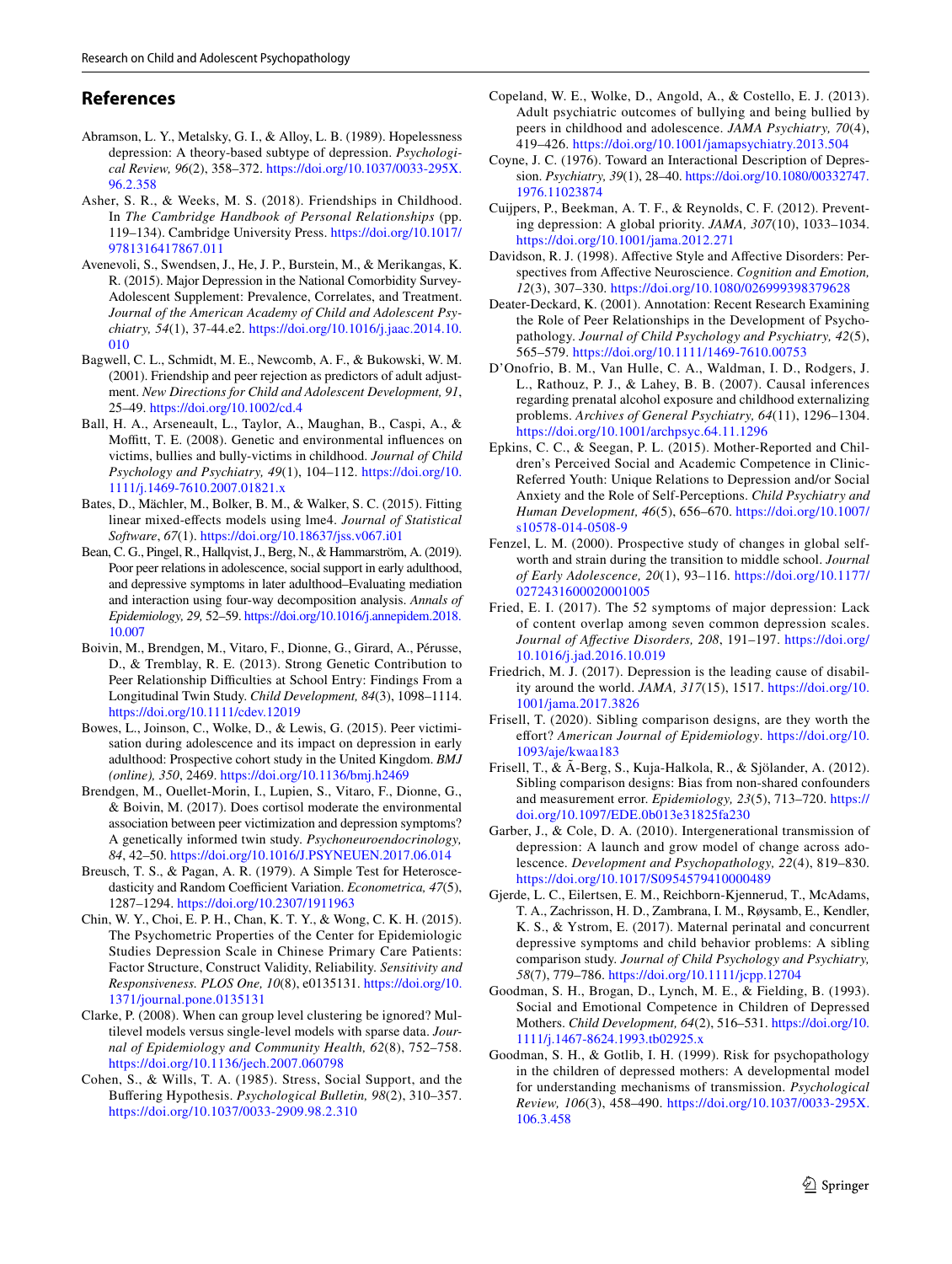## References

Abramson, L. Y., Metalsky, G. I., & Alloy, L. B. (1989). Hopelessness depression: A theory-based subtype of depression. *Psychological Review, 96*(2), 358–372. https://doi.org/10.1037/0033-295X.96.2.358

Asher, S. R., & Weeks, M. S. (2018). Friendships in Childhood. In *The Cambridge Handbook of Personal Relationships* (pp. 119–134). Cambridge University Press. https://doi.org/10.1017/9781316417867.011

Avenevoli, S., Swendsen, J., He, J. P., Burstein, M., & Merikangas, K. R. (2015). Major Depression in the National Comorbidity Survey-Adolescent Supplement: Prevalence, Correlates, and Treatment. *Journal of the American Academy of Child and Adolescent Psychiatry, 54*(1), 37-44.e2. https://doi.org/10.1016/j.jaac.2014.10.010

Bagwell, C. L., Schmidt, M. E., Newcomb, A. F., & Bukowski, W. M. (2001). Friendship and peer rejection as predictors of adult adjustment. *New Directions for Child and Adolescent Development, 91*, 25–49. https://doi.org/10.1002/cd.4

Ball, H. A., Arseneault, L., Taylor, A., Maughan, B., Caspi, A., & Moffitt, T. E. (2008). Genetic and environmental influences on victims, bullies and bully-victims in childhood. *Journal of Child Psychology and Psychiatry, 49*(1), 104–112. https://doi.org/10.1111/j.1469-7610.2007.01821.x

Bates, D., Mächler, M., Bolker, B. M., & Walker, S. C. (2015). Fitting linear mixed-effects models using lme4. *Journal of Statistical Software*, *67*(1). https://doi.org/10.18637/jss.v067.i01

Bean, C. G., Pingel, R., Hallqvist, J., Berg, N., & Hammarström, A. (2019). Poor peer relations in adolescence, social support in early adulthood, and depressive symptoms in later adulthood–Evaluating mediation and interaction using four-way decomposition analysis. *Annals of Epidemiology, 29*, 52–59. https://doi.org/10.1016/j.annepidem.2018.10.007

Boivin, M., Brendgen, M., Vitaro, F., Dionne, G., Girard, A., Pérusse, D., & Tremblay, R. E. (2013). Strong Genetic Contribution to Peer Relationship Difficulties at School Entry: Findings From a Longitudinal Twin Study. *Child Development, 84*(3), 1098–1114. https://doi.org/10.1111/cdev.12019

Bowes, L., Joinson, C., Wolke, D., & Lewis, G. (2015). Peer victimisation during adolescence and its impact on depression in early adulthood: Prospective cohort study in the United Kingdom. *BMJ (online), 350*, 2469. https://doi.org/10.1136/bmj.h2469

Brendgen, M., Ouellet-Morin, I., Lupien, S., Vitaro, F., Dionne, G., & Boivin, M. (2017). Does cortisol moderate the environmental association between peer victimization and depression symptoms? A genetically informed twin study. *Psychoneuroendocrinology, 84*, 42–50. https://doi.org/10.1016/J.PSYNEUEN.2017.06.014

Breusch, T. S., & Pagan, A. R. (1979). A Simple Test for Heteroscedasticity and Random Coefficient Variation. *Econometrica, 47*(5), 1287–1294. https://doi.org/10.2307/1911963

Chin, W. Y., Choi, E. P. H., Chan, K. T. Y., & Wong, C. K. H. (2015). The Psychometric Properties of the Center for Epidemiologic Studies Depression Scale in Chinese Primary Care Patients: Factor Structure, Construct Validity, Reliability. *Sensitivity and Responsiveness. PLOS One, 10*(8), e0135131. https://doi.org/10.1371/journal.pone.0135131

Clarke, P. (2008). When can group level clustering be ignored? Multilevel models versus single-level models with sparse data. *Journal of Epidemiology and Community Health, 62*(8), 752–758. https://doi.org/10.1136/jech.2007.060798

Cohen, S., & Wills, T. A. (1985). Stress, Social Support, and the Buffering Hypothesis. *Psychological Bulletin, 98*(2), 310–357. https://doi.org/10.1037/0033-2909.98.2.310

Copeland, W. E., Wolke, D., Angold, A., & Costello, E. J. (2013). Adult psychiatric outcomes of bullying and being bullied by peers in childhood and adolescence. *JAMA Psychiatry, 70*(4), 419–426. https://doi.org/10.1001/jamapsychiatry.2013.504

Coyne, J. C. (1976). Toward an Interactional Description of Depression. *Psychiatry, 39*(1), 28–40. https://doi.org/10.1080/00332747.1976.11023874

Cuijpers, P., Beekman, A. T. F., & Reynolds, C. F. (2012). Preventing depression: A global priority. *JAMA, 307*(10), 1033–1034. https://doi.org/10.1001/jama.2012.271

Davidson, R. J. (1998). Affective Style and Affective Disorders: Perspectives from Affective Neuroscience. *Cognition and Emotion, 12*(3), 307–330. https://doi.org/10.1080/026999398379628

Deater-Deckard, K. (2001). Annotation: Recent Research Examining the Role of Peer Relationships in the Development of Psychopathology. *Journal of Child Psychology and Psychiatry, 42*(5), 565–579. https://doi.org/10.1111/1469-7610.00753

D'Onofrio, B. M., Van Hulle, C. A., Waldman, I. D., Rodgers, J. L., Rathouz, P. J., & Lahey, B. B. (2007). Causal inferences regarding prenatal alcohol exposure and childhood externalizing problems. *Archives of General Psychiatry, 64*(11), 1296–1304. https://doi.org/10.1001/archpsyc.64.11.1296

Epkins, C. C., & Seegan, P. L. (2015). Mother-Reported and Children's Perceived Social and Academic Competence in Clinic-Referred Youth: Unique Relations to Depression and/or Social Anxiety and the Role of Self-Perceptions. *Child Psychiatry and Human Development, 46*(5), 656–670. https://doi.org/10.1007/s10578-014-0508-9

Fenzel, L. M. (2000). Prospective study of changes in global self-worth and strain during the transition to middle school. *Journal of Early Adolescence, 20*(1), 93–116. https://doi.org/10.1177/0272431600020001005

Fried, E. I. (2017). The 52 symptoms of major depression: Lack of content overlap among seven common depression scales. *Journal of Affective Disorders, 208*, 191–197. https://doi.org/10.1016/j.jad.2016.10.019

Friedrich, M. J. (2017). Depression is the leading cause of disability around the world. *JAMA, 317*(15), 1517. https://doi.org/10.1001/jama.2017.3826

Frisell, T. (2020). Sibling comparison designs, are they worth the effort? *American Journal of Epidemiology*. https://doi.org/10.1093/aje/kwaa183

Frisell, T., & Ã-Berg, S., Kuja-Halkola, R., & Sjölander, A. (2012). Sibling comparison designs: Bias from non-shared confounders and measurement error. *Epidemiology, 23*(5), 713–720. https://doi.org/10.1097/EDE.0b013e31825fa230

Garber, J., & Cole, D. A. (2010). Intergenerational transmission of depression: A launch and grow model of change across adolescence. *Development and Psychopathology, 22*(4), 819–830. https://doi.org/10.1017/S0954579410000489

Gjerde, L. C., Eilertsen, E. M., Reichborn-Kjennerud, T., McAdams, T. A., Zachrisson, H. D., Zambrana, I. M., Røysamb, E., Kendler, K. S., & Ystrom, E. (2017). Maternal perinatal and concurrent depressive symptoms and child behavior problems: A sibling comparison study. *Journal of Child Psychology and Psychiatry, 58*(7), 779–786. https://doi.org/10.1111/jcpp.12704

Goodman, S. H., Brogan, D., Lynch, M. E., & Fielding, B. (1993). Social and Emotional Competence in Children of Depressed Mothers. *Child Development, 64*(2), 516–531. https://doi.org/10.1111/j.1467-8624.1993.tb02925.x

Goodman, S. H., & Gotlib, I. H. (1999). Risk for psychopathology in the children of depressed mothers: A developmental model for understanding mechanisms of transmission. *Psychological Review, 106*(3), 458–490. https://doi.org/10.1037/0033-295X.106.3.458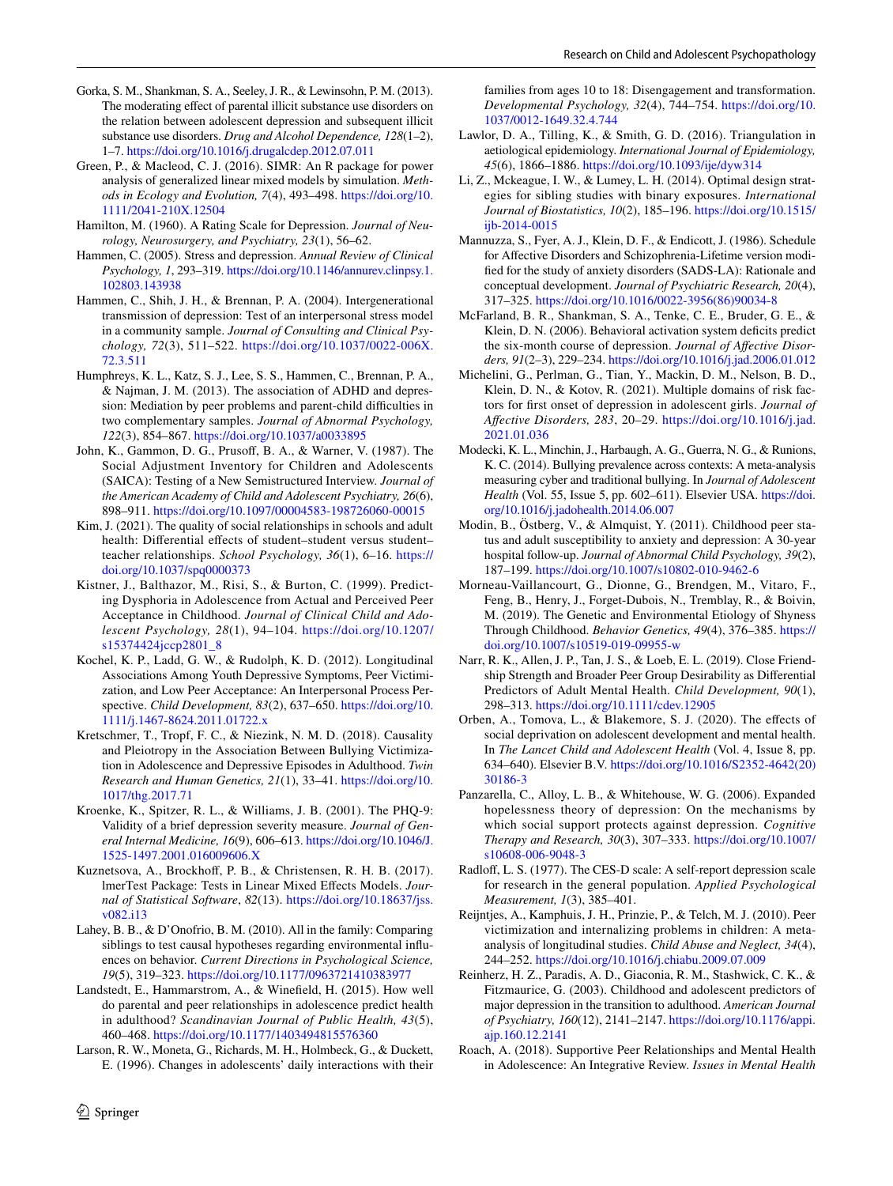Gorka, S. M., Shankman, S. A., Seeley, J. R., & Lewinsohn, P. M. (2013). The moderating effect of parental illicit substance use disorders on the relation between adolescent depression and subsequent illicit substance use disorders. *Drug and Alcohol Dependence, 128*(1–2), 1–7. https://doi.org/10.1016/j.drugalcdep.2012.07.011

Green, P., & Macleod, C. J. (2016). SIMR: An R package for power analysis of generalized linear mixed models by simulation. *Methods in Ecology and Evolution, 7*(4), 493–498. https://doi.org/10.1111/2041-210X.12504

Hamilton, M. (1960). A Rating Scale for Depression. *Journal of Neurology, Neurosurgery, and Psychiatry, 23*(1), 56–62.

Hammen, C. (2005). Stress and depression. *Annual Review of Clinical Psychology, 1*, 293–319. https://doi.org/10.1146/annurev.clinpsy.1.102803.143938

Hammen, C., Shih, J. H., & Brennan, P. A. (2004). Intergenerational transmission of depression: Test of an interpersonal stress model in a community sample. *Journal of Consulting and Clinical Psychology, 72*(3), 511–522. https://doi.org/10.1037/0022-006X.72.3.511

Humphreys, K. L., Katz, S. J., Lee, S. S., Hammen, C., Brennan, P. A., & Najman, J. M. (2013). The association of ADHD and depression: Mediation by peer problems and parent-child difficulties in two complementary samples. *Journal of Abnormal Psychology, 122*(3), 854–867. https://doi.org/10.1037/a0033895

John, K., Gammon, D. G., Prusoff, B. A., & Warner, V. (1987). The Social Adjustment Inventory for Children and Adolescents (SAICA): Testing of a New Semistructured Interview. *Journal of the American Academy of Child and Adolescent Psychiatry, 26*(6), 898–911. https://doi.org/10.1097/00004583-198726060-00015

Kim, J. (2021). The quality of social relationships in schools and adult health: Differential effects of student–student versus student–teacher relationships. *School Psychology, 36*(1), 6–16. https://doi.org/10.1037/spq0000373

Kistner, J., Balthazor, M., Risi, S., & Burton, C. (1999). Predicting Dysphoria in Adolescence from Actual and Perceived Peer Acceptance in Childhood. *Journal of Clinical Child and Adolescent Psychology, 28*(1), 94–104. https://doi.org/10.1207/s15374424jccp2801_8

Kochel, K. P., Ladd, G. W., & Rudolph, K. D. (2012). Longitudinal Associations Among Youth Depressive Symptoms, Peer Victimization, and Low Peer Acceptance: An Interpersonal Process Perspective. *Child Development, 83*(2), 637–650. https://doi.org/10.1111/j.1467-8624.2011.01722.x

Kretschmer, T., Tropf, F. C., & Niezink, N. M. D. (2018). Causality and Pleiotropy in the Association Between Bullying Victimization in Adolescence and Depressive Episodes in Adulthood. *Twin Research and Human Genetics, 21*(1), 33–41. https://doi.org/10.1017/thg.2017.71

Kroenke, K., Spitzer, R. L., & Williams, J. B. (2001). The PHQ-9: Validity of a brief depression severity measure. *Journal of General Internal Medicine, 16*(9), 606–613. https://doi.org/10.1046/J.1525-1497.2001.016009606.X

Kuznetsova, A., Brockhoff, P. B., & Christensen, R. H. B. (2017). lmerTest Package: Tests in Linear Mixed Effects Models. *Journal of Statistical Software*, *82*(13). https://doi.org/10.18637/jss.v082.i13

Lahey, B. B., & D'Onofrio, B. M. (2010). All in the family: Comparing siblings to test causal hypotheses regarding environmental influences on behavior. *Current Directions in Psychological Science, 19*(5), 319–323. https://doi.org/10.1177/0963721410383977

Landstedt, E., Hammarstrom, A., & Winefield, H. (2015). How well do parental and peer relationships in adolescence predict health in adulthood? *Scandinavian Journal of Public Health, 43*(5), 460–468. https://doi.org/10.1177/1403494815576360

Larson, R. W., Moneta, G., Richards, M. H., Holmbeck, G., & Duckett, E. (1996). Changes in adolescents' daily interactions with their families from ages 10 to 18: Disengagement and transformation. *Developmental Psychology, 32*(4), 744–754. https://doi.org/10.1037/0012-1649.32.4.744

Lawlor, D. A., Tilling, K., & Smith, G. D. (2016). Triangulation in aetiological epidemiology. *International Journal of Epidemiology, 45*(6), 1866–1886. https://doi.org/10.1093/ije/dyw314

Li, Z., Mckeague, I. W., & Lumey, L. H. (2014). Optimal design strategies for sibling studies with binary exposures. *International Journal of Biostatistics, 10*(2), 185–196. https://doi.org/10.1515/ijb-2014-0015

Mannuzza, S., Fyer, A. J., Klein, D. F., & Endicott, J. (1986). Schedule for Affective Disorders and Schizophrenia-Lifetime version modified for the study of anxiety disorders (SADS-LA): Rationale and conceptual development. *Journal of Psychiatric Research, 20*(4), 317–325. https://doi.org/10.1016/0022-3956(86)90034-8

McFarland, B. R., Shankman, S. A., Tenke, C. E., Bruder, G. E., & Klein, D. N. (2006). Behavioral activation system deficits predict the six-month course of depression. *Journal of Affective Disorders, 91*(2–3), 229–234. https://doi.org/10.1016/j.jad.2006.01.012

Michelini, G., Perlman, G., Tian, Y., Mackin, D. M., Nelson, B. D., Klein, D. N., & Kotov, R. (2021). Multiple domains of risk factors for first onset of depression in adolescent girls. *Journal of Affective Disorders, 283*, 20–29. https://doi.org/10.1016/j.jad.2021.01.036

Modecki, K. L., Minchin, J., Harbaugh, A. G., Guerra, N. G., & Runions, K. C. (2014). Bullying prevalence across contexts: A meta-analysis measuring cyber and traditional bullying. In *Journal of Adolescent Health* (Vol. 55, Issue 5, pp. 602–611). Elsevier USA. https://doi.org/10.1016/j.jadohealth.2014.06.007

Modin, B., Östberg, V., & Almquist, Y. (2011). Childhood peer status and adult susceptibility to anxiety and depression: A 30-year hospital follow-up. *Journal of Abnormal Child Psychology, 39*(2), 187–199. https://doi.org/10.1007/s10802-010-9462-6

Morneau-Vaillancourt, G., Dionne, G., Brendgen, M., Vitaro, F., Feng, B., Henry, J., Forget-Dubois, N., Tremblay, R., & Boivin, M. (2019). The Genetic and Environmental Etiology of Shyness Through Childhood. *Behavior Genetics, 49*(4), 376–385. https://doi.org/10.1007/s10519-019-09955-w

Narr, R. K., Allen, J. P., Tan, J. S., & Loeb, E. L. (2019). Close Friendship Strength and Broader Peer Group Desirability as Differential Predictors of Adult Mental Health. *Child Development, 90*(1), 298–313. https://doi.org/10.1111/cdev.12905

Orben, A., Tomova, L., & Blakemore, S. J. (2020). The effects of social deprivation on adolescent development and mental health. In *The Lancet Child and Adolescent Health* (Vol. 4, Issue 8, pp. 634–640). Elsevier B.V. https://doi.org/10.1016/S2352-4642(20)30186-3

Panzarella, C., Alloy, L. B., & Whitehouse, W. G. (2006). Expanded hopelessness theory of depression: On the mechanisms by which social support protects against depression. *Cognitive Therapy and Research, 30*(3), 307–333. https://doi.org/10.1007/s10608-006-9048-3

Radloff, L. S. (1977). The CES-D scale: A self-report depression scale for research in the general population. *Applied Psychological Measurement, 1*(3), 385–401.

Reijntjes, A., Kamphuis, J. H., Prinzie, P., & Telch, M. J. (2010). Peer victimization and internalizing problems in children: A meta-analysis of longitudinal studies. *Child Abuse and Neglect, 34*(4), 244–252. https://doi.org/10.1016/j.chiabu.2009.07.009

Reinherz, H. Z., Paradis, A. D., Giaconia, R. M., Stashwick, C. K., & Fitzmaurice, G. (2003). Childhood and adolescent predictors of major depression in the transition to adulthood. *American Journal of Psychiatry, 160*(12), 2141–2147. https://doi.org/10.1176/appi.ajp.160.12.2141

Roach, A. (2018). Supportive Peer Relationships and Mental Health in Adolescence: An Integrative Review. *Issues in Mental Health*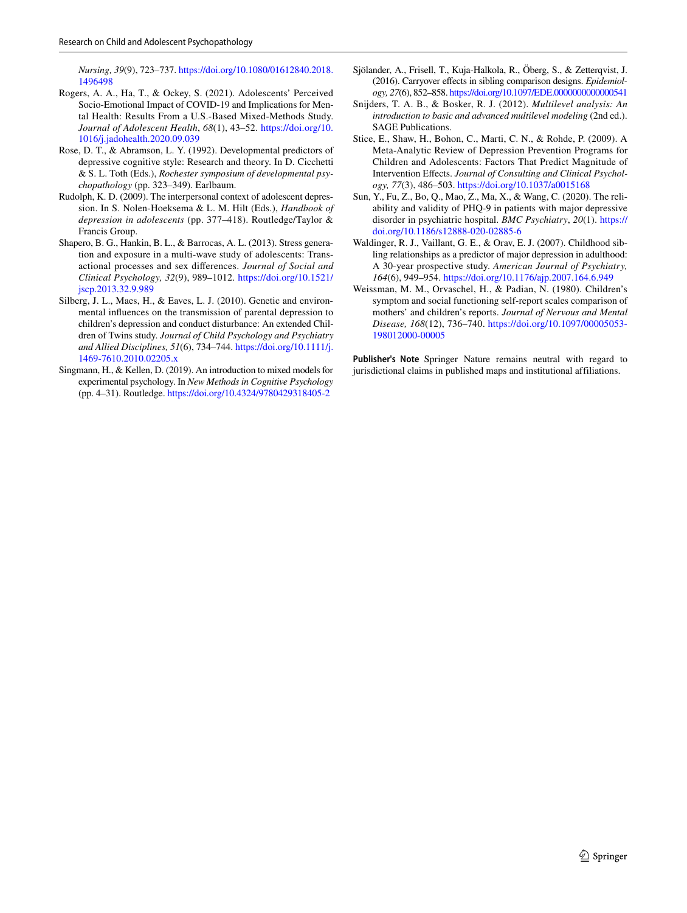*Nursing, 39*(9), 723–737. https://doi.org/10.1080/01612840.2018.1496498

Rogers, A. A., Ha, T., & Ockey, S. (2021). Adolescents' Perceived Socio-Emotional Impact of COVID-19 and Implications for Mental Health: Results From a U.S.-Based Mixed-Methods Study. *Journal of Adolescent Health*, *68*(1), 43–52. https://doi.org/10.1016/j.jadohealth.2020.09.039

Rose, D. T., & Abramson, L. Y. (1992). Developmental predictors of depressive cognitive style: Research and theory. In D. Cicchetti & S. L. Toth (Eds.), *Rochester symposium of developmental psychopathology* (pp. 323–349). Earlbaum.

Rudolph, K. D. (2009). The interpersonal context of adolescent depression. In S. Nolen-Hoeksema & L. M. Hilt (Eds.), *Handbook of depression in adolescents* (pp. 377–418). Routledge/Taylor & Francis Group.

Shapero, B. G., Hankin, B. L., & Barrocas, A. L. (2013). Stress generation and exposure in a multi-wave study of adolescents: Transactional processes and sex differences. *Journal of Social and Clinical Psychology, 32*(9), 989–1012. https://doi.org/10.1521/jscp.2013.32.9.989

Silberg, J. L., Maes, H., & Eaves, L. J. (2010). Genetic and environmental influences on the transmission of parental depression to children's depression and conduct disturbance: An extended Children of Twins study. *Journal of Child Psychology and Psychiatry and Allied Disciplines, 51*(6), 734–744. https://doi.org/10.1111/j.1469-7610.2010.02205.x

Singmann, H., & Kellen, D. (2019). An introduction to mixed models for experimental psychology. In *New Methods in Cognitive Psychology* (pp. 4–31). Routledge. https://doi.org/10.4324/9780429318405-2

Sjölander, A., Frisell, T., Kuja-Halkola, R., Öberg, S., & Zetterqvist, J. (2016). Carryover effects in sibling comparison designs. *Epidemiology, 27*(6), 852–858. https://doi.org/10.1097/EDE.0000000000000541

Snijders, T. A. B., & Bosker, R. J. (2012). *Multilevel analysis: An introduction to basic and advanced multilevel modeling* (2nd ed.). SAGE Publications.

Stice, E., Shaw, H., Bohon, C., Marti, C. N., & Rohde, P. (2009). A Meta-Analytic Review of Depression Prevention Programs for Children and Adolescents: Factors That Predict Magnitude of Intervention Effects. *Journal of Consulting and Clinical Psychology, 77*(3), 486–503. https://doi.org/10.1037/a0015168

Sun, Y., Fu, Z., Bo, Q., Mao, Z., Ma, X., & Wang, C. (2020). The reliability and validity of PHQ-9 in patients with major depressive disorder in psychiatric hospital. *BMC Psychiatry*, *20*(1). https://doi.org/10.1186/s12888-020-02885-6

Waldinger, R. J., Vaillant, G. E., & Orav, E. J. (2007). Childhood sibling relationships as a predictor of major depression in adulthood: A 30-year prospective study. *American Journal of Psychiatry, 164*(6), 949–954. https://doi.org/10.1176/ajp.2007.164.6.949

Weissman, M. M., Orvaschel, H., & Padian, N. (1980). Children's symptom and social functioning self-report scales comparison of mothers' and children's reports. *Journal of Nervous and Mental Disease, 168*(12), 736–740. https://doi.org/10.1097/00005053-198012000-00005

**Publisher's Note** Springer Nature remains neutral with regard to jurisdictional claims in published maps and institutional affiliations.